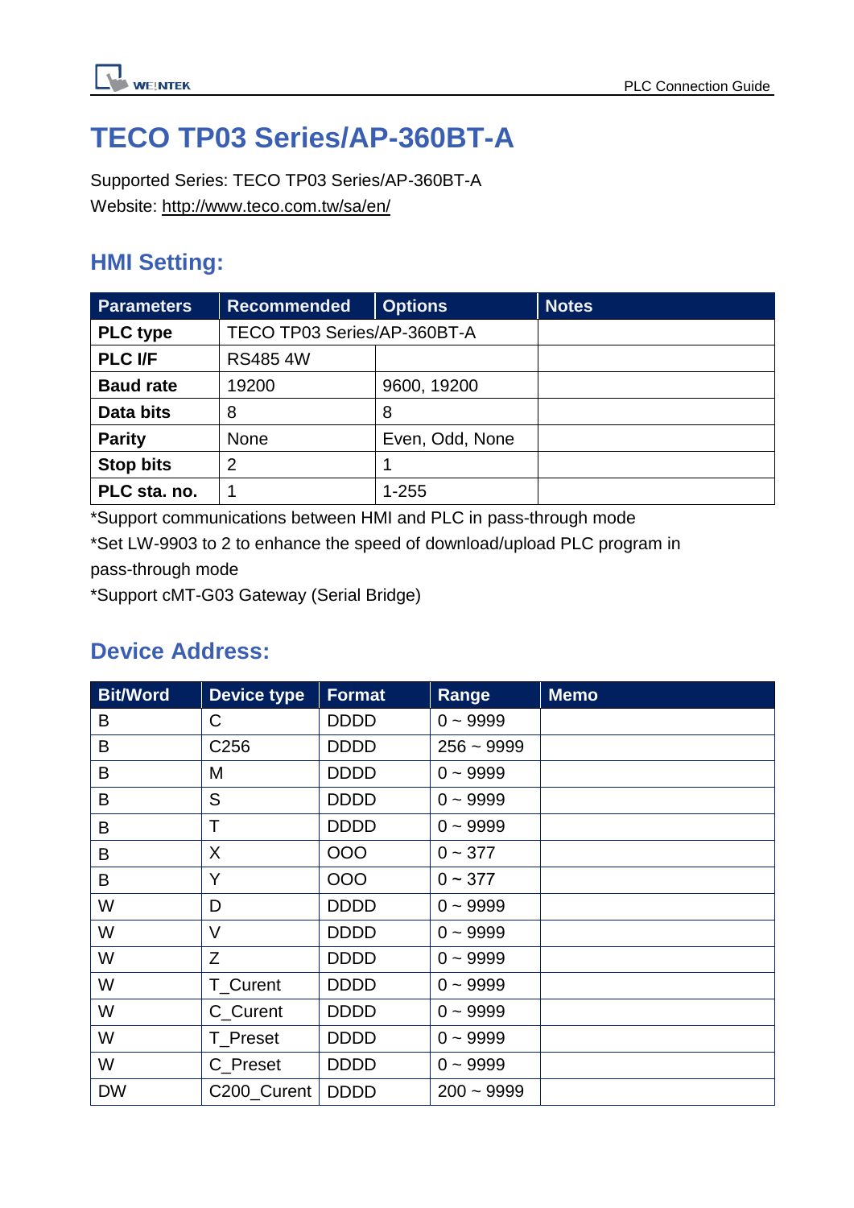# TECO TP03 Series/AP-360BT-A

Supported Series: TECO TP03 Series/AP-360BT-A
Website: http://www.teco.com.tw/sa/en/

## HMI Setting:

| Parameters | Recommended | Options | Notes |
|---|---|---|---|
| **PLC type** | TECO TP03 Series/AP-360BT-A | | |
| **PLC I/F** | RS485 4W | | |
| **Baud rate** | 19200 | 9600, 19200 | |
| **Data bits** | 8 | 8 | |
| **Parity** | None | Even, Odd, None | |
| **Stop bits** | 2 | 1 | |
| **PLC sta. no.** | 1 | 1-255 | |

*Support communications between HMI and PLC in pass-through mode
*Set LW-9903 to 2 to enhance the speed of download/upload PLC program in pass-through mode
*Support cMT-G03 Gateway (Serial Bridge)

## Device Address:

| Bit/Word | Device type | Format | Range | Memo |
|---|---|---|---|---|
| B | C | DDDD | 0 ~ 9999 | |
| B | C256 | DDDD | 256 ~ 9999 | |
| B | M | DDDD | 0 ~ 9999 | |
| B | S | DDDD | 0 ~ 9999 | |
| B | T | DDDD | 0 ~ 9999 | |
| B | X | OOO | 0 ~ 377 | |
| B | Y | OOO | 0 ~ 377 | |
| W | D | DDDD | 0 ~ 9999 | |
| W | V | DDDD | 0 ~ 9999 | |
| W | Z | DDDD | 0 ~ 9999 | |
| W | T_Curent | DDDD | 0 ~ 9999 | |
| W | C_Curent | DDDD | 0 ~ 9999 | |
| W | T_Preset | DDDD | 0 ~ 9999 | |
| W | C_Preset | DDDD | 0 ~ 9999 | |
| DW | C200_Curent | DDDD | 200 ~ 9999 | |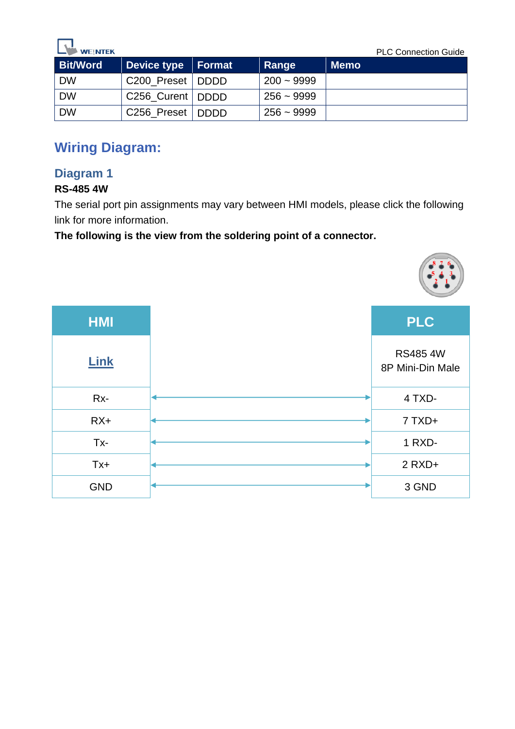| Bit/Word | Device type | Format | Range | Memo |
|---|---|---|---|---|
| DW | C200_Preset | DDDD | 200 ~ 9999 | |
| DW | C256_Curent | DDDD | 256 ~ 9999 | |
| DW | C256_Preset | DDDD | 256 ~ 9999 | |

## Wiring Diagram:

### Diagram 1

**RS-485 4W**

The serial port pin assignments may vary between HMI models, please click the following link for more information.

**The following is the view from the soldering point of a connector.**

| HMI | PLC |
|---|---|
| Link | RS485 4W 8P Mini-Din Male |
| Rx- | 4 TXD- |
| RX+ | 7 TXD+ |
| Tx- | 1 RXD- |
| Tx+ | 2 RXD+ |
| GND | 3 GND |